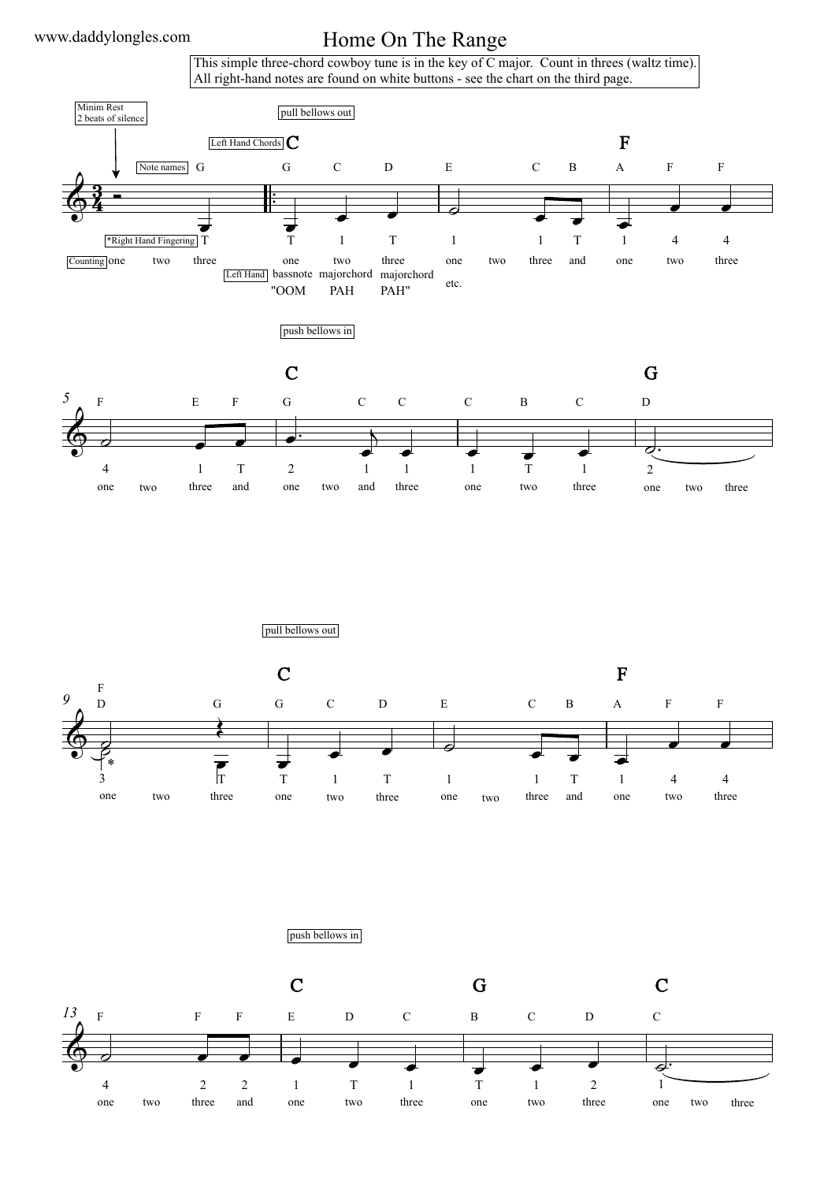# Home On The Range

This simple three-chord cowboy tune is in the key of C major. Count in threes (waltz time).
All right-hand notes are found on white buttons - see the chart on the third page.

Minim Rest
2 beats of silence

pull bellows out

Left Hand Chords: C, F

Note names: G | G C D | E C B | A F F

*Right Hand Fingering: T | T 1 T | 1 1 T | 1 4 4

Counting: one two three | one two three | one two three and | one two three

Left Hand: bassnote majorchord majorchord etc.
"OOM PAH PAH"

push bellows in

5 F E F | G C C | C B C | D
Chords: C, G
4 1 T | 2 1 1 | 1 T 1 | 2
one two three and | one two and three | one two three | one two three

pull bellows out

9 F/D G | G C D | E C B | A F F
Chords: C, F
3 T | T 1 T | 1 1 T | 1 4 4
one two three | one two three | one two three and | one two three

push bellows in

13 F F F | E D C | B C D | C
Chords: C, G, C
4 2 2 | 1 T 1 | T 1 2 | 1
one two three and | one two three | one two three | one two three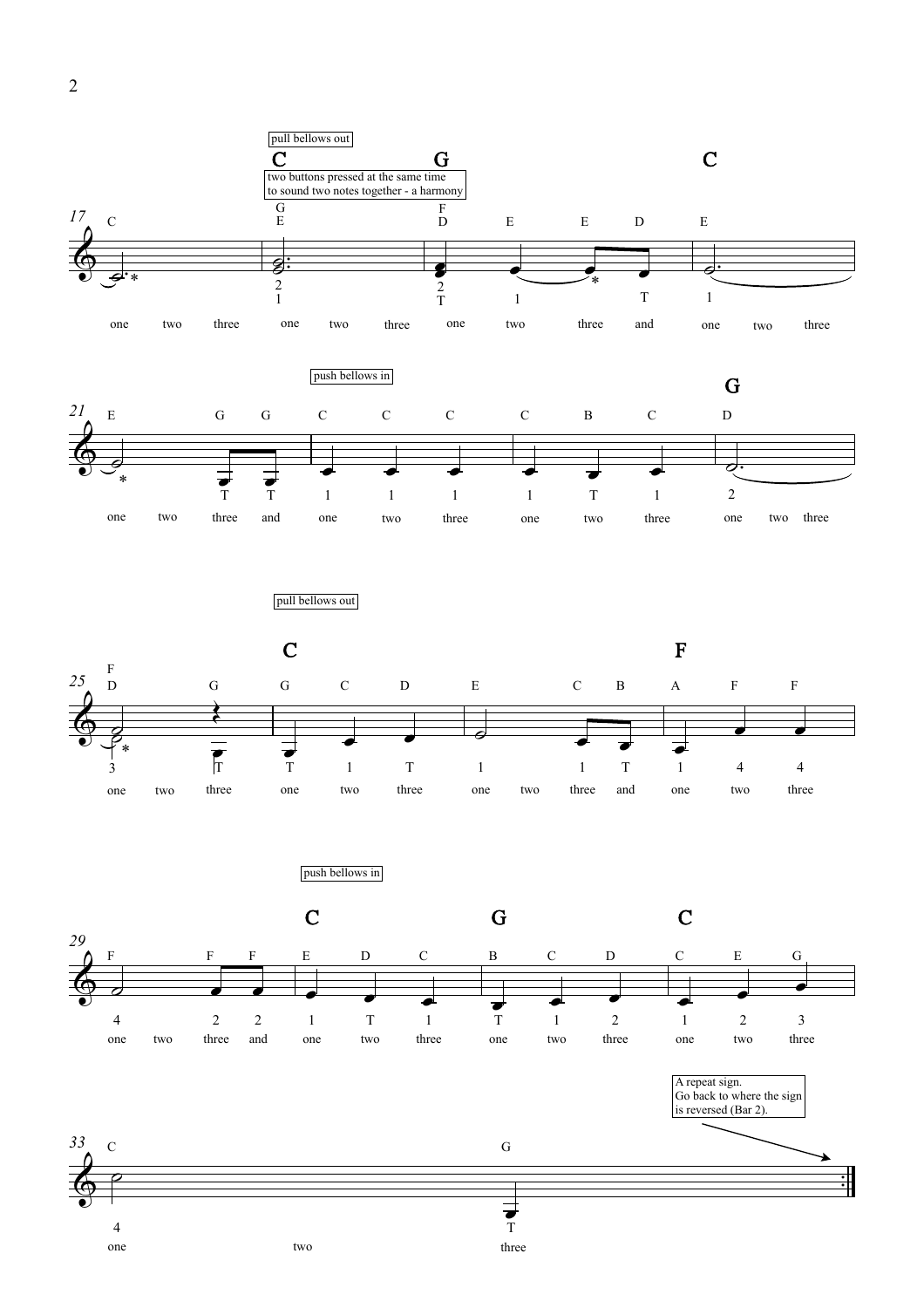pull bellows out

two buttons pressed at the same time to sound two notes together - a harmony

push bellows in

pull bellows out

push bellows in

A repeat sign. Go back to where the sign is reversed (Bar 2).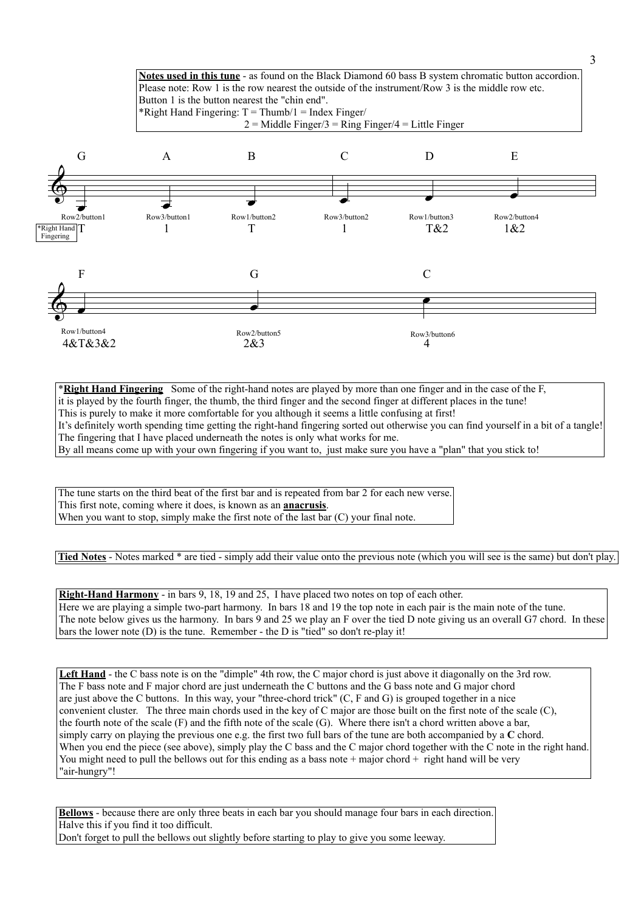**Notes used in this tune** - as found on the Black Diamond 60 bass B system chromatic button accordion.
Please note: Row 1 is the row nearest the outside of the instrument/Row 3 is the middle row etc.
Button 1 is the button nearest the "chin end".
*Right Hand Fingering: T = Thumb/1 = Index Finger/
2 = Middle Finger/3 = Ring Finger/4 = Little Finger

| Note | G | A | B | C | D | E |
|---|---|---|---|---|---|---|
| Button | Row2/button1 | Row3/button1 | Row1/button2 | Row3/button2 | Row1/button3 | Row2/button4 |
| *Right Hand Fingering | T | 1 | T | 1 | T&2 | 1&2 |

| Note | F | G | C |
|---|---|---|---|
| Button | Row1/button4 | Row2/button5 | Row3/button6 |
| *Right Hand Fingering | 4&T&3&2 | 2&3 | 4 |

***Right Hand Fingering** Some of the right-hand notes are played by more than one finger and in the case of the F, it is played by the fourth finger, the thumb, the third finger and the second finger at different places in the tune!
This is purely to make it more comfortable for you although it seems a little confusing at first!
It's definitely worth spending time getting the right-hand fingering sorted out otherwise you can find yourself in a bit of a tangle!
The fingering that I have placed underneath the notes is only what works for me.
By all means come up with your own fingering if you want to, just make sure you have a "plan" that you stick to!

The tune starts on the third beat of the first bar and is repeated from bar 2 for each new verse.
This first note, coming where it does, is known as an **anacrusis**.
When you want to stop, simply make the first note of the last bar (C) your final note.

**Tied Notes** - Notes marked * are tied - simply add their value onto the previous note (which you will see is the same) but don't play.

**Right-Hand Harmony** - in bars 9, 18, 19 and 25, I have placed two notes on top of each other.
Here we are playing a simple two-part harmony. In bars 18 and 19 the top note in each pair is the main note of the tune.
The note below gives us the harmony. In bars 9 and 25 we play an F over the tied D note giving us an overall G7 chord. In these bars the lower note (D) is the tune. Remember - the D is "tied" so don't re-play it!

**Left Hand** - the C bass note is on the "dimple" 4th row, the C major chord is just above it diagonally on the 3rd row.
The F bass note and F major chord are just underneath the C buttons and the G bass note and G major chord are just above the C buttons. In this way, your "three-chord trick" (C, F and G) is grouped together in a nice convenient cluster. The three main chords used in the key of C major are those built on the first note of the scale (C), the fourth note of the scale (F) and the fifth note of the scale (G). Where there isn't a chord written above a bar, simply carry on playing the previous one e.g. the first two full bars of the tune are both accompanied by a **C** chord.
When you end the piece (see above), simply play the C bass and the C major chord together with the C note in the right hand.
You might need to pull the bellows out for this ending as a bass note + major chord + right hand will be very "air-hungry"!

**Bellows** - because there are only three beats in each bar you should manage four bars in each direction.
Halve this if you find it too difficult.
Don't forget to pull the bellows out slightly before starting to play to give you some leeway.